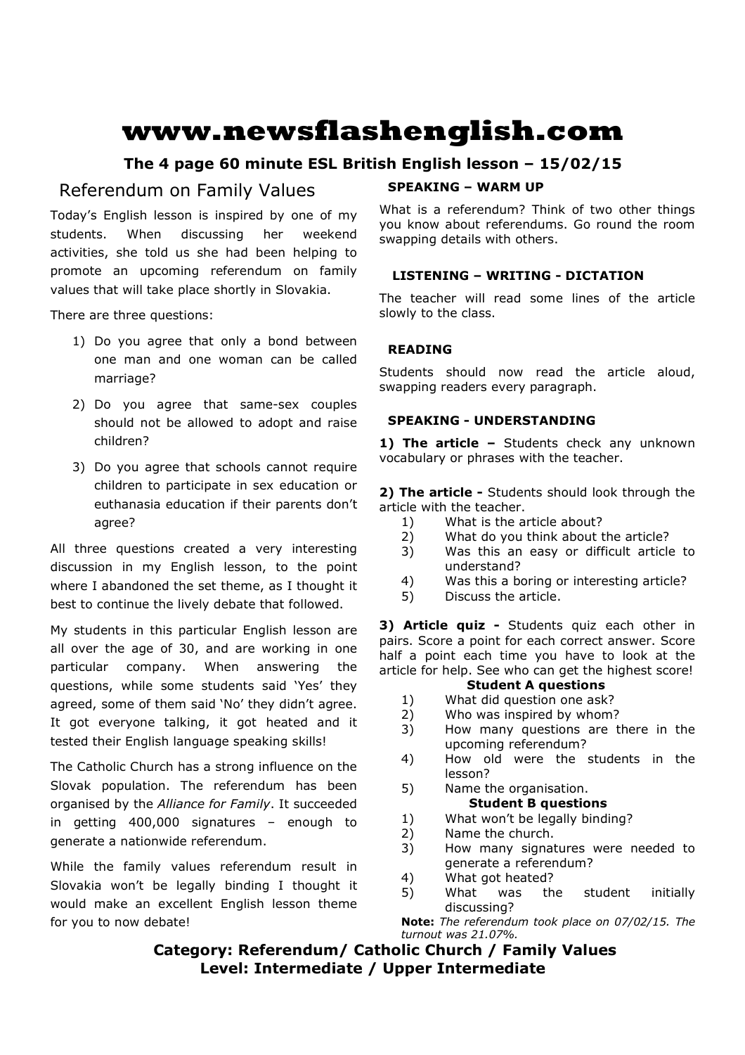# www.newsflashenglish.com

**The 4 page 60 minute ESL British English lesson – 15/02/15**

## Referendum on Family Values

Today's English lesson is inspired by one of my students. When discussing her weekend activities, she told us she had been helping to promote an upcoming referendum on family values that will take place shortly in Slovakia.

There are three questions:

1) Do you agree that only a bond between one man and one woman can be called marriage?
2) Do you agree that same-sex couples should not be allowed to adopt and raise children?
3) Do you agree that schools cannot require children to participate in sex education or euthanasia education if their parents don't agree?

All three questions created a very interesting discussion in my English lesson, to the point where I abandoned the set theme, as I thought it best to continue the lively debate that followed.

My students in this particular English lesson are all over the age of 30, and are working in one particular company. When answering the questions, while some students said 'Yes' they agreed, some of them said 'No' they didn't agree. It got everyone talking, it got heated and it tested their English language speaking skills!

The Catholic Church has a strong influence on the Slovak population. The referendum has been organised by the *Alliance for Family*. It succeeded in getting 400,000 signatures – enough to generate a nationwide referendum.

While the family values referendum result in Slovakia won't be legally binding I thought it would make an excellent English lesson theme for you to now debate!

### SPEAKING – WARM UP

What is a referendum? Think of two other things you know about referendums. Go round the room swapping details with others.

### LISTENING – WRITING - DICTATION

The teacher will read some lines of the article slowly to the class.

### READING

Students should now read the article aloud, swapping readers every paragraph.

### SPEAKING - UNDERSTANDING

**1) The article –** Students check any unknown vocabulary or phrases with the teacher.

**2) The article -** Students should look through the article with the teacher.

1) What is the article about?
2) What do you think about the article?
3) Was this an easy or difficult article to understand?
4) Was this a boring or interesting article?
5) Discuss the article.

**3) Article quiz -** Students quiz each other in pairs. Score a point for each correct answer. Score half a point each time you have to look at the article for help. See who can get the highest score!

**Student A questions**

1) What did question one ask?
2) Who was inspired by whom?
3) How many questions are there in the upcoming referendum?
4) How old were the students in the lesson?
5) Name the organisation.

**Student B questions**

1) What won't be legally binding?
2) Name the church.
3) How many signatures were needed to generate a referendum?
4) What got heated?
5) What was the student initially discussing?

**Note:** *The referendum took place on 07/02/15. The turnout was 21.07%.*

**Category: Referendum/ Catholic Church / Family Values**
**Level: Intermediate / Upper Intermediate**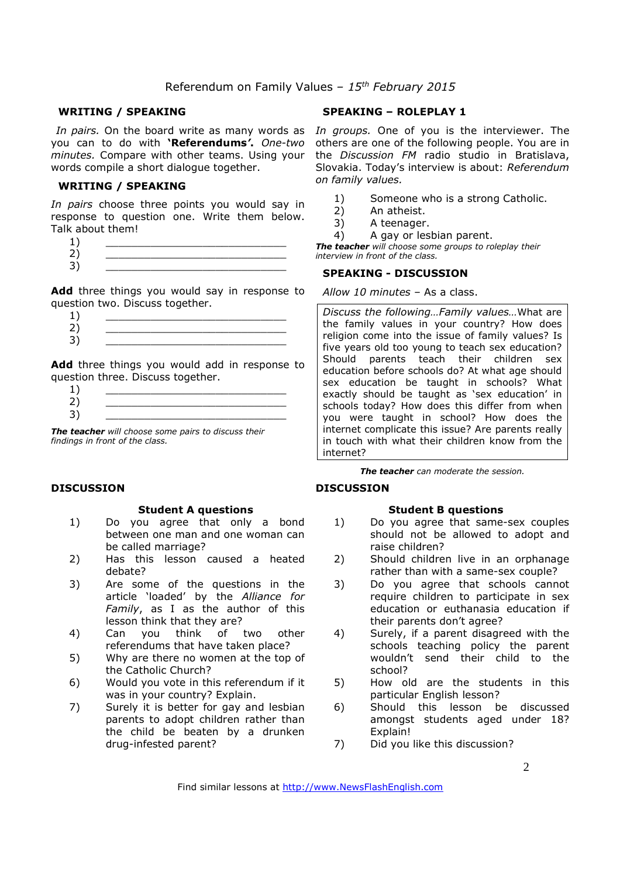Referendum on Family Values – *15th February 2015*

## WRITING / SPEAKING

*In pairs.* On the board write as many words as you can to do with **'Referendums'.** *One-two minutes.* Compare with other teams. Using your words compile a short dialogue together.

## WRITING / SPEAKING

*In pairs* choose three points you would say in response to question one. Write them below. Talk about them!

1) ______________________________
2) ______________________________
3) ______________________________

**Add** three things you would say in response to question two. Discuss together.

1) ______________________________
2) ______________________________
3) ______________________________

**Add** three things you would add in response to question three. Discuss together.

1) ______________________________
2) ______________________________
3) ______________________________

***The teacher*** *will choose some pairs to discuss their findings in front of the class.*

## SPEAKING – ROLEPLAY 1

*In groups.* One of you is the interviewer. The others are one of the following people. You are in the *Discussion FM* radio studio in Bratislava, Slovakia. Today's interview is about: *Referendum on family values.*

1) Someone who is a strong Catholic.
2) An atheist.
3) A teenager.
4) A gay or lesbian parent.

***The teacher*** *will choose some groups to roleplay their interview in front of the class.*

## SPEAKING - DISCUSSION

*Allow 10 minutes* – As a class.

*Discuss the following…Family values…*What are the family values in your country? How does religion come into the issue of family values? Is five years old too young to teach sex education? Should parents teach their children sex education before schools do? At what age should sex education be taught in schools? What exactly should be taught as 'sex education' in schools today? How does this differ from when you were taught in school? How does the internet complicate this issue? Are parents really in touch with what their children know from the internet?

***The teacher*** *can moderate the session.*

## DISCUSSION

### Student A questions

1) Do you agree that only a bond between one man and one woman can be called marriage?
2) Has this lesson caused a heated debate?
3) Are some of the questions in the article 'loaded' by the *Alliance for Family*, as I as the author of this lesson think that they are?
4) Can you think of two other referendums that have taken place?
5) Why are there no women at the top of the Catholic Church?
6) Would you vote in this referendum if it was in your country? Explain.
7) Surely it is better for gay and lesbian parents to adopt children rather than the child be beaten by a drunken drug-infested parent?

## DISCUSSION

### Student B questions

1) Do you agree that same-sex couples should not be allowed to adopt and raise children?
2) Should children live in an orphanage rather than with a same-sex couple?
3) Do you agree that schools cannot require children to participate in sex education or euthanasia education if their parents don't agree?
4) Surely, if a parent disagreed with the schools teaching policy the parent wouldn't send their child to the school?
5) How old are the students in this particular English lesson?
6) Should this lesson be discussed amongst students aged under 18? Explain!
7) Did you like this discussion?

Find similar lessons at http://www.NewsFlashEnglish.com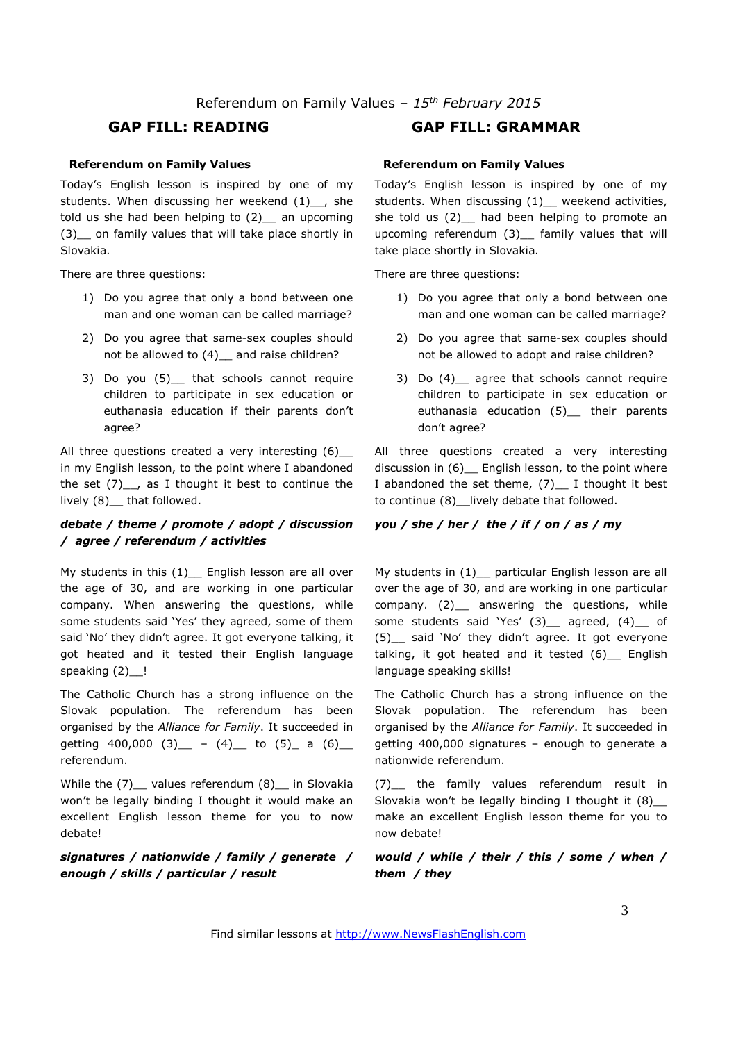Referendum on Family Values – *15th February 2015*

## GAP FILL: READING

**Referendum on Family Values**

Today's English lesson is inspired by one of my students. When discussing her weekend (1)__, she told us she had been helping to (2)__ an upcoming (3)__ on family values that will take place shortly in Slovakia.

There are three questions:

1) Do you agree that only a bond between one man and one woman can be called marriage?
2) Do you agree that same-sex couples should not be allowed to (4)__ and raise children?
3) Do you (5)__ that schools cannot require children to participate in sex education or euthanasia education if their parents don't agree?

All three questions created a very interesting (6)__ in my English lesson, to the point where I abandoned the set (7)__, as I thought it best to continue the lively (8)__ that followed.

***debate / theme / promote / adopt / discussion / agree / referendum / activities***

My students in this (1)__ English lesson are all over the age of 30, and are working in one particular company. When answering the questions, while some students said 'Yes' they agreed, some of them said 'No' they didn't agree. It got everyone talking, it got heated and it tested their English language speaking (2)__!

The Catholic Church has a strong influence on the Slovak population. The referendum has been organised by the *Alliance for Family*. It succeeded in getting 400,000 (3)__ – (4)__ to (5)_ a (6)__ referendum.

While the (7)__ values referendum (8)__ in Slovakia won't be legally binding I thought it would make an excellent English lesson theme for you to now debate!

***signatures / nationwide / family / generate / enough / skills / particular / result***

## GAP FILL: GRAMMAR

**Referendum on Family Values**

Today's English lesson is inspired by one of my students. When discussing (1)__ weekend activities, she told us (2)__ had been helping to promote an upcoming referendum (3)__ family values that will take place shortly in Slovakia.

There are three questions:

1) Do you agree that only a bond between one man and one woman can be called marriage?
2) Do you agree that same-sex couples should not be allowed to adopt and raise children?
3) Do (4)__ agree that schools cannot require children to participate in sex education or euthanasia education (5)__ their parents don't agree?

All three questions created a very interesting discussion in (6)__ English lesson, to the point where I abandoned the set theme, (7)__ I thought it best to continue (8)__lively debate that followed.

***you / she / her / the / if / on / as / my***

My students in (1)__ particular English lesson are all over the age of 30, and are working in one particular company. (2)__ answering the questions, while some students said 'Yes' (3)__ agreed, (4)__ of (5)__ said 'No' they didn't agree. It got everyone talking, it got heated and it tested (6)__ English language speaking skills!

The Catholic Church has a strong influence on the Slovak population. The referendum has been organised by the *Alliance for Family*. It succeeded in getting 400,000 signatures – enough to generate a nationwide referendum.

(7)__ the family values referendum result in Slovakia won't be legally binding I thought it (8)__ make an excellent English lesson theme for you to now debate!

***would / while / their / this / some / when / them / they***

Find similar lessons at http://www.NewsFlashEnglish.com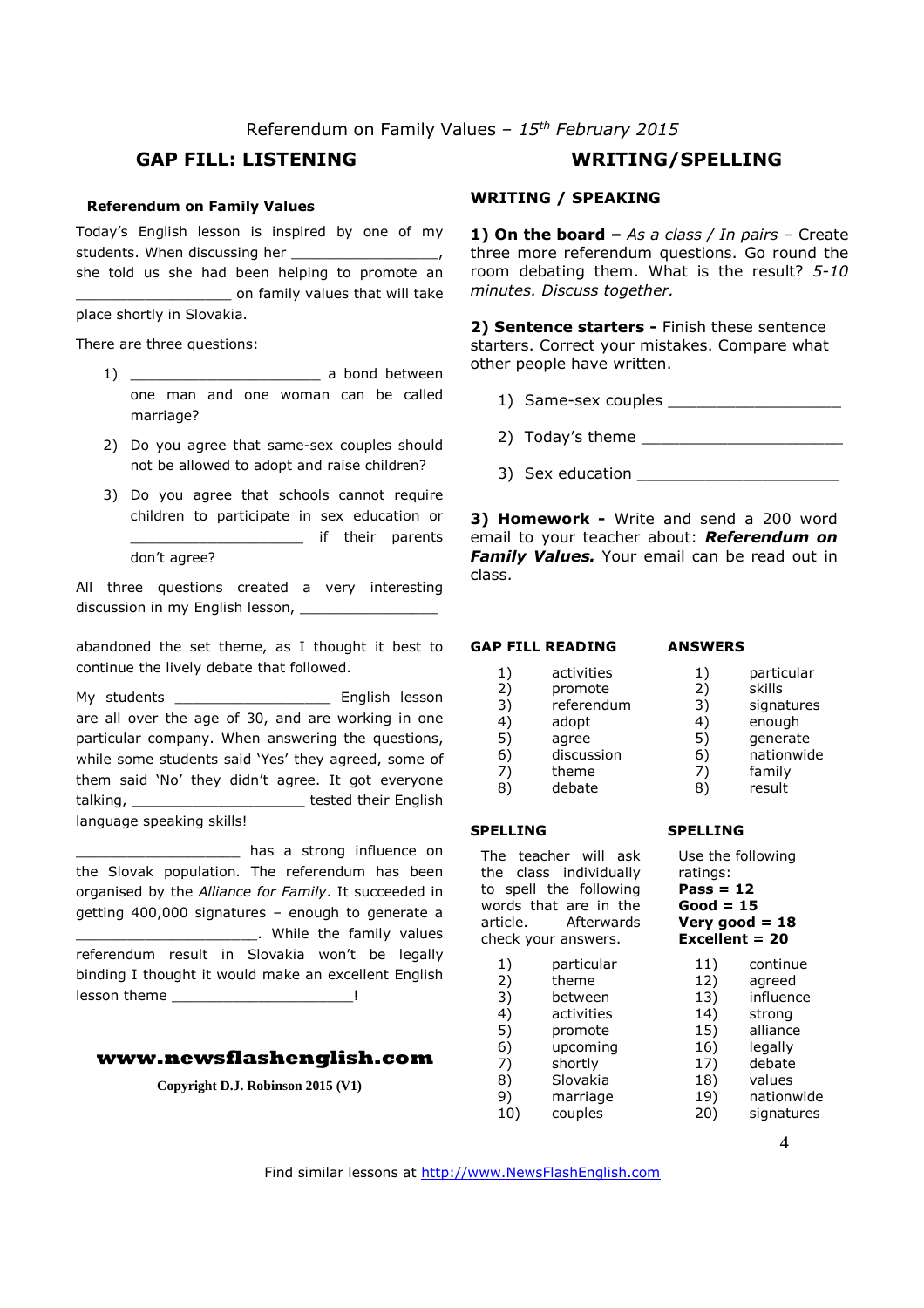Referendum on Family Values – *15th February 2015*

## GAP FILL: LISTENING

### Referendum on Family Values

Today's English lesson is inspired by one of my students. When discussing her _________________, she told us she had been helping to promote an __________________ on family values that will take place shortly in Slovakia.

There are three questions:

1) ______________________ a bond between one man and one woman can be called marriage?
2) Do you agree that same-sex couples should not be allowed to adopt and raise children?
3) Do you agree that schools cannot require children to participate in sex education or ____________________ if their parents don't agree?

All three questions created a very interesting discussion in my English lesson, ________________ abandoned the set theme, as I thought it best to continue the lively debate that followed.

My students __________________ English lesson are all over the age of 30, and are working in one particular company. When answering the questions, while some students said 'Yes' they agreed, some of them said 'No' they didn't agree. It got everyone talking, ____________________ tested their English language speaking skills!

___________________ has a strong influence on the Slovak population. The referendum has been organised by the *Alliance for Family*. It succeeded in getting 400,000 signatures – enough to generate a ______________________. While the family values referendum result in Slovakia won't be legally binding I thought it would make an excellent English lesson theme ______________________!

**www.newsflashenglish.com**

Copyright D.J. Robinson 2015 (V1)

## WRITING/SPELLING

### WRITING / SPEAKING

**1) On the board –** *As a class / In pairs* – Create three more referendum questions. Go round the room debating them. What is the result? *5-10 minutes. Discuss together.*

**2) Sentence starters -** Finish these sentence starters. Correct your mistakes. Compare what other people have written.

1) Same-sex couples ___________________
2) Today's theme ______________________
3) Sex education ______________________

**3) Homework -** Write and send a 200 word email to your teacher about: ***Referendum on Family Values.*** Your email can be read out in class.

### GAP FILL READING

1) activities
2) promote
3) referendum
4) adopt
5) agree
6) discussion
7) theme
8) debate

### ANSWERS

1) particular
2) skills
3) signatures
4) enough
5) generate
6) nationwide
7) family
8) result

### SPELLING

The teacher will ask the class individually to spell the following words that are in the article. Afterwards check your answers.

1) particular
2) theme
3) between
4) activities
5) promote
6) upcoming
7) shortly
8) Slovakia
9) marriage
10) couples

### SPELLING

Use the following ratings:
**Pass = 12**
**Good = 15**
**Very good = 18**
**Excellent = 20**

11) continue
12) agreed
13) influence
14) strong
15) alliance
16) legally
17) debate
18) values
19) nationwide
20) signatures

Find similar lessons at http://www.NewsFlashEnglish.com